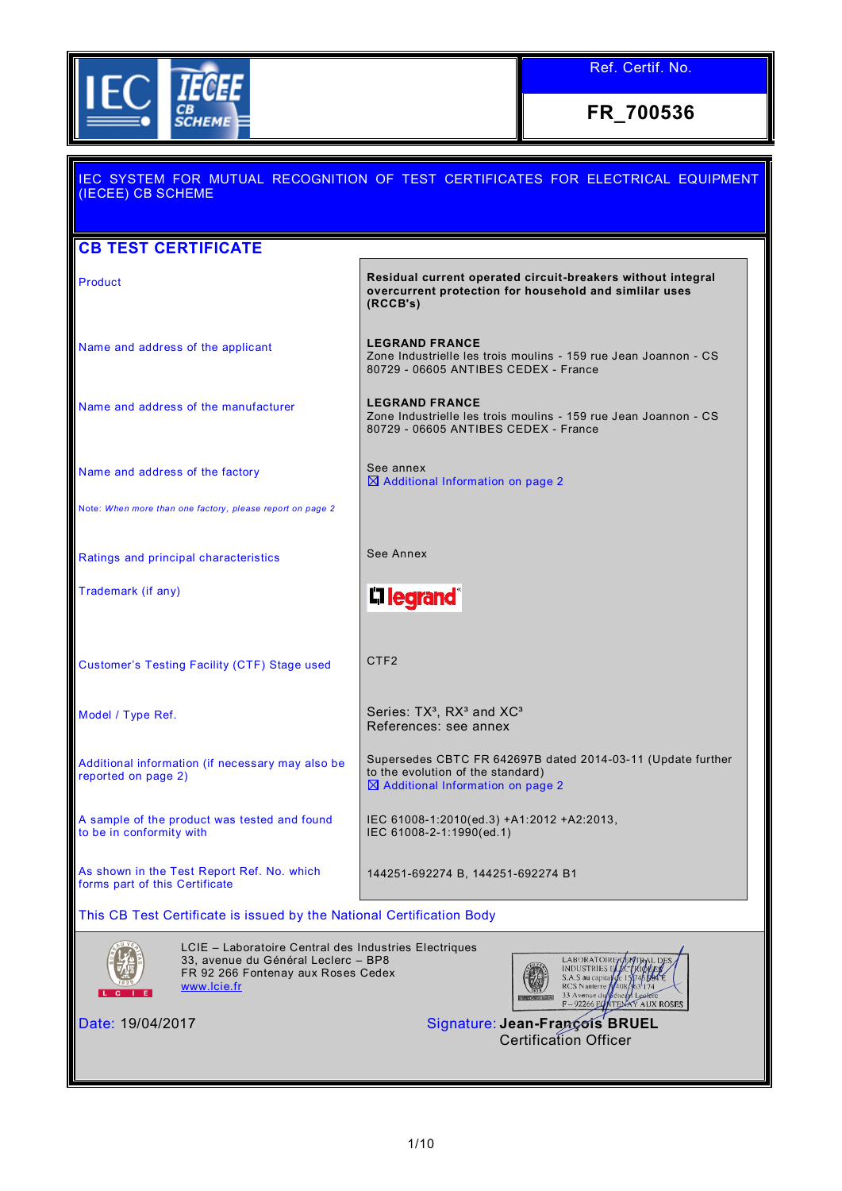Ref. Certif. No.

**FR_700536**

IEC SYSTEM FOR MUTUAL RECOGNITION OF TEST CERTIFICATES FOR ELECTRICAL EQUIPMENT (IECEE) CB SCHEME

## CB TEST CERTIFICATE

| | |
|---|---|
| Product | **Residual current operated circuit-breakers without integral overcurrent protection for household and simlilar uses (RCCB's)** |
| Name and address of the applicant | **LEGRAND FRANCE**<br>Zone Industrielle les trois moulins - 159 rue Jean Joannon - CS 80729 - 06605 ANTIBES CEDEX - France |
| Name and address of the manufacturer | **LEGRAND FRANCE**<br>Zone Industrielle les trois moulins - 159 rue Jean Joannon - CS 80729 - 06605 ANTIBES CEDEX - France |
| Name and address of the factory<br><br>Note: *When more than one factory, please report on page 2* | See annex<br>☒ Additional Information on page 2 |
| Ratings and principal characteristics | See Annex |
| Trademark (if any) | legrand |
| Customer's Testing Facility (CTF) Stage used | CTF2 |
| Model / Type Ref. | Series: TX³, RX³ and XC³<br>References: see annex |
| Additional information (if necessary may also be reported on page 2) | Supersedes CBTC FR 642697B dated 2014-03-11 (Update further to the evolution of the standard)<br>☒ Additional Information on page 2 |
| A sample of the product was tested and found to be in conformity with | IEC 61008-1:2010(ed.3) +A1:2012 +A2:2013,<br>IEC 61008-2-1:1990(ed.1) |
| As shown in the Test Report Ref. No. which forms part of this Certificate | 144251-692274 B, 144251-692274 B1 |

This CB Test Certificate is issued by the National Certification Body

LCIE – Laboratoire Central des Industries Electriques
33, avenue du Général Leclerc – BP8
FR 92 266 Fontenay aux Roses Cedex
www.lcie.fr

LABORATOIRE CENTRAL DES INDUSTRIES ELECTRIQUES
S.A.S au capital de 15.745.984 €
RCS Nanterre B 408 363 174
33 Avenue du Général Leclerc
F - 92266 FONTENAY AUX ROSES

Date: 19/04/2017

Signature: **Jean-François BRUEL**
Certification Officer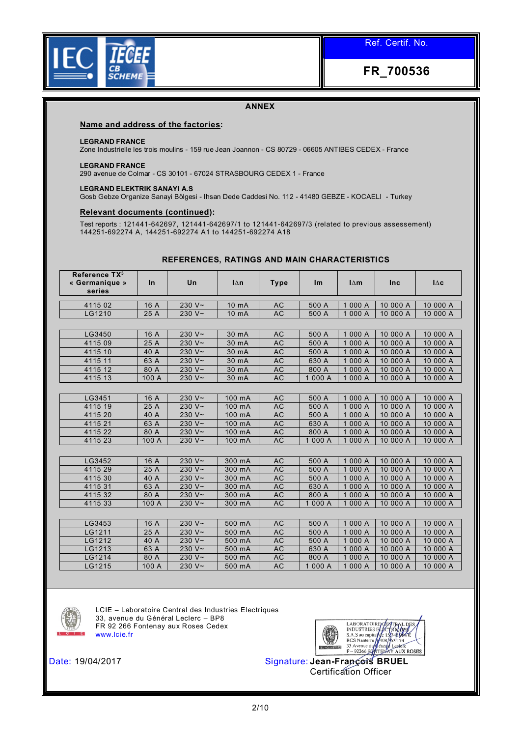Ref. Certif. No.

**FR_700536**

## ANNEX

**Name and address of the factories:**

**LEGRAND FRANCE**
Zone Industrielle les trois moulins - 159 rue Jean Joannon - CS 80729 - 06605 ANTIBES CEDEX - France

**LEGRAND FRANCE**
290 avenue de Colmar - CS 30101 - 67024 STRASBOURG CEDEX 1 - France

**LEGRAND ELEKTRIK SANAYI A.S**
Gosb Gebze Organize Sanayi Bölgesi - Ihsan Dede Caddesi No. 112 - 41480 GEBZE - KOCAELI - Turkey

**Relevant documents (continued):**

Test reports : 121441-642697, 121441-642697/1 to 121441-642697/3 (related to previous assessement)
144251-692274 A, 144251-692274 A1 to 144251-692274 A18

### REFERENCES, RATINGS AND MAIN CHARACTERISTICS

| Reference TX³ « Germanique » series | In | Un | IΔn | Type | Im | IΔm | Inc | IΔc |
|---|---|---|---|---|---|---|---|---|
| 4115 02 | 16 A | 230 V~ | 10 mA | AC | 500 A | 1 000 A | 10 000 A | 10 000 A |
| LG1210 | 25 A | 230 V~ | 10 mA | AC | 500 A | 1 000 A | 10 000 A | 10 000 A |
| | | | | | | | | |
| LG3450 | 16 A | 230 V~ | 30 mA | AC | 500 A | 1 000 A | 10 000 A | 10 000 A |
| 4115 09 | 25 A | 230 V~ | 30 mA | AC | 500 A | 1 000 A | 10 000 A | 10 000 A |
| 4115 10 | 40 A | 230 V~ | 30 mA | AC | 500 A | 1 000 A | 10 000 A | 10 000 A |
| 4115 11 | 63 A | 230 V~ | 30 mA | AC | 630 A | 1 000 A | 10 000 A | 10 000 A |
| 4115 12 | 80 A | 230 V~ | 30 mA | AC | 800 A | 1 000 A | 10 000 A | 10 000 A |
| 4115 13 | 100 A | 230 V~ | 30 mA | AC | 1 000 A | 1 000 A | 10 000 A | 10 000 A |
| | | | | | | | | |
| LG3451 | 16 A | 230 V~ | 100 mA | AC | 500 A | 1 000 A | 10 000 A | 10 000 A |
| 4115 19 | 25 A | 230 V~ | 100 mA | AC | 500 A | 1 000 A | 10 000 A | 10 000 A |
| 4115 20 | 40 A | 230 V~ | 100 mA | AC | 500 A | 1 000 A | 10 000 A | 10 000 A |
| 4115 21 | 63 A | 230 V~ | 100 mA | AC | 630 A | 1 000 A | 10 000 A | 10 000 A |
| 4115 22 | 80 A | 230 V~ | 100 mA | AC | 800 A | 1 000 A | 10 000 A | 10 000 A |
| 4115 23 | 100 A | 230 V~ | 100 mA | AC | 1 000 A | 1 000 A | 10 000 A | 10 000 A |
| | | | | | | | | |
| LG3452 | 16 A | 230 V~ | 300 mA | AC | 500 A | 1 000 A | 10 000 A | 10 000 A |
| 4115 29 | 25 A | 230 V~ | 300 mA | AC | 500 A | 1 000 A | 10 000 A | 10 000 A |
| 4115 30 | 40 A | 230 V~ | 300 mA | AC | 500 A | 1 000 A | 10 000 A | 10 000 A |
| 4115 31 | 63 A | 230 V~ | 300 mA | AC | 630 A | 1 000 A | 10 000 A | 10 000 A |
| 4115 32 | 80 A | 230 V~ | 300 mA | AC | 800 A | 1 000 A | 10 000 A | 10 000 A |
| 4115 33 | 100 A | 230 V~ | 300 mA | AC | 1 000 A | 1 000 A | 10 000 A | 10 000 A |
| | | | | | | | | |
| LG3453 | 16 A | 230 V~ | 500 mA | AC | 500 A | 1 000 A | 10 000 A | 10 000 A |
| LG1211 | 25 A | 230 V~ | 500 mA | AC | 500 A | 1 000 A | 10 000 A | 10 000 A |
| LG1212 | 40 A | 230 V~ | 500 mA | AC | 500 A | 1 000 A | 10 000 A | 10 000 A |
| LG1213 | 63 A | 230 V~ | 500 mA | AC | 630 A | 1 000 A | 10 000 A | 10 000 A |
| LG1214 | 80 A | 230 V~ | 500 mA | AC | 800 A | 1 000 A | 10 000 A | 10 000 A |
| LG1215 | 100 A | 230 V~ | 500 mA | AC | 1 000 A | 1 000 A | 10 000 A | 10 000 A |

LCIE – Laboratoire Central des Industries Electriques
33, avenue du Général Leclerc – BP8
FR 92 266 Fontenay aux Roses Cedex
www.lcie.fr

LABORATOIRE CENTRAL DES INDUSTRIES ELECTRIQUES
S.A.S au capital de 15.745.984 €
RCS Nanterre B 408 363 174
33 Avenue du Général Leclerc
F – 92266 FONTENAY AUX ROSES

Date: 19/04/2017

Signature: **Jean-François BRUEL**
Certification Officer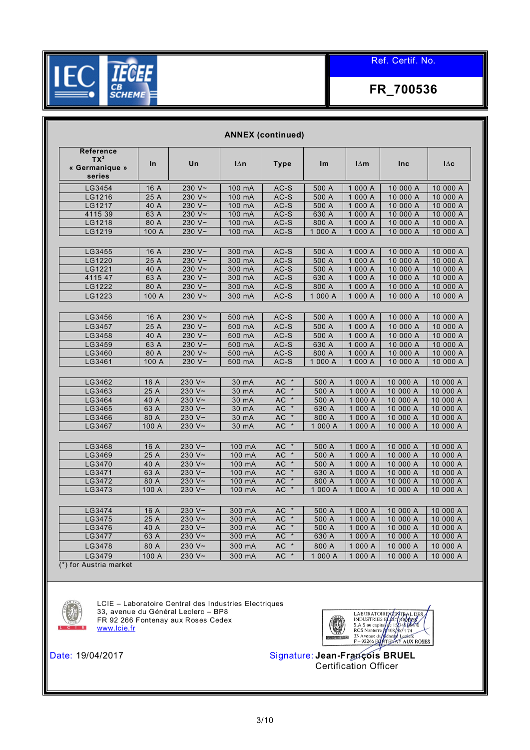Ref. Certif. No.

**FR_700536**

## ANNEX (continued)

| Reference TX[3] « Germanique » series | In | Un | IΔn | Type | Im | IΔm | Inc | IΔc |
|---|---|---|---|---|---|---|---|---|
| LG3454 | 16 A | 230 V~ | 100 mA | AC-S | 500 A | 1 000 A | 10 000 A | 10 000 A |
| LG1216 | 25 A | 230 V~ | 100 mA | AC-S | 500 A | 1 000 A | 10 000 A | 10 000 A |
| LG1217 | 40 A | 230 V~ | 100 mA | AC-S | 500 A | 1 000 A | 10 000 A | 10 000 A |
| 4115 39 | 63 A | 230 V~ | 100 mA | AC-S | 630 A | 1 000 A | 10 000 A | 10 000 A |
| LG1218 | 80 A | 230 V~ | 100 mA | AC-S | 800 A | 1 000 A | 10 000 A | 10 000 A |
| LG1219 | 100 A | 230 V~ | 100 mA | AC-S | 1 000 A | 1 000 A | 10 000 A | 10 000 A |
| | | | | | | | | |
| LG3455 | 16 A | 230 V~ | 300 mA | AC-S | 500 A | 1 000 A | 10 000 A | 10 000 A |
| LG1220 | 25 A | 230 V~ | 300 mA | AC-S | 500 A | 1 000 A | 10 000 A | 10 000 A |
| LG1221 | 40 A | 230 V~ | 300 mA | AC-S | 500 A | 1 000 A | 10 000 A | 10 000 A |
| 4115 47 | 63 A | 230 V~ | 300 mA | AC-S | 630 A | 1 000 A | 10 000 A | 10 000 A |
| LG1222 | 80 A | 230 V~ | 300 mA | AC-S | 800 A | 1 000 A | 10 000 A | 10 000 A |
| LG1223 | 100 A | 230 V~ | 300 mA | AC-S | 1 000 A | 1 000 A | 10 000 A | 10 000 A |
| | | | | | | | | |
| LG3456 | 16 A | 230 V~ | 500 mA | AC-S | 500 A | 1 000 A | 10 000 A | 10 000 A |
| LG3457 | 25 A | 230 V~ | 500 mA | AC-S | 500 A | 1 000 A | 10 000 A | 10 000 A |
| LG3458 | 40 A | 230 V~ | 500 mA | AC-S | 500 A | 1 000 A | 10 000 A | 10 000 A |
| LG3459 | 63 A | 230 V~ | 500 mA | AC-S | 630 A | 1 000 A | 10 000 A | 10 000 A |
| LG3460 | 80 A | 230 V~ | 500 mA | AC-S | 800 A | 1 000 A | 10 000 A | 10 000 A |
| LG3461 | 100 A | 230 V~ | 500 mA | AC-S | 1 000 A | 1 000 A | 10 000 A | 10 000 A |
| | | | | | | | | |
| LG3462 | 16 A | 230 V~ | 30 mA | AC * | 500 A | 1 000 A | 10 000 A | 10 000 A |
| LG3463 | 25 A | 230 V~ | 30 mA | AC * | 500 A | 1 000 A | 10 000 A | 10 000 A |
| LG3464 | 40 A | 230 V~ | 30 mA | AC * | 500 A | 1 000 A | 10 000 A | 10 000 A |
| LG3465 | 63 A | 230 V~ | 30 mA | AC * | 630 A | 1 000 A | 10 000 A | 10 000 A |
| LG3466 | 80 A | 230 V~ | 30 mA | AC * | 800 A | 1 000 A | 10 000 A | 10 000 A |
| LG3467 | 100 A | 230 V~ | 30 mA | AC * | 1 000 A | 1 000 A | 10 000 A | 10 000 A |
| | | | | | | | | |
| LG3468 | 16 A | 230 V~ | 100 mA | AC * | 500 A | 1 000 A | 10 000 A | 10 000 A |
| LG3469 | 25 A | 230 V~ | 100 mA | AC * | 500 A | 1 000 A | 10 000 A | 10 000 A |
| LG3470 | 40 A | 230 V~ | 100 mA | AC * | 500 A | 1 000 A | 10 000 A | 10 000 A |
| LG3471 | 63 A | 230 V~ | 100 mA | AC * | 630 A | 1 000 A | 10 000 A | 10 000 A |
| LG3472 | 80 A | 230 V~ | 100 mA | AC * | 800 A | 1 000 A | 10 000 A | 10 000 A |
| LG3473 | 100 A | 230 V~ | 100 mA | AC * | 1 000 A | 1 000 A | 10 000 A | 10 000 A |
| | | | | | | | | |
| LG3474 | 16 A | 230 V~ | 300 mA | AC * | 500 A | 1 000 A | 10 000 A | 10 000 A |
| LG3475 | 25 A | 230 V~ | 300 mA | AC * | 500 A | 1 000 A | 10 000 A | 10 000 A |
| LG3476 | 40 A | 230 V~ | 300 mA | AC * | 500 A | 1 000 A | 10 000 A | 10 000 A |
| LG3477 | 63 A | 230 V~ | 300 mA | AC * | 630 A | 1 000 A | 10 000 A | 10 000 A |
| LG3478 | 80 A | 230 V~ | 300 mA | AC * | 800 A | 1 000 A | 10 000 A | 10 000 A |
| LG3479 | 100 A | 230 V~ | 300 mA | AC * | 1 000 A | 1 000 A | 10 000 A | 10 000 A |

(*) for Austria market

LCIE – Laboratoire Central des Industries Electriques
33, avenue du Général Leclerc – BP8
FR 92 266 Fontenay aux Roses Cedex
www.lcie.fr

LABORATOIRE CENTRAL DES INDUSTRIES ELECTRIQUES
S.A.S au capital de 15 745 984 €
RCS Nanterre B 408 363 174
33 Avenue du Général Leclerc
F – 92266 FONTENAY AUX ROSES

Date: 19/04/2017

Signature: **Jean-François BRUEL**
Certification Officer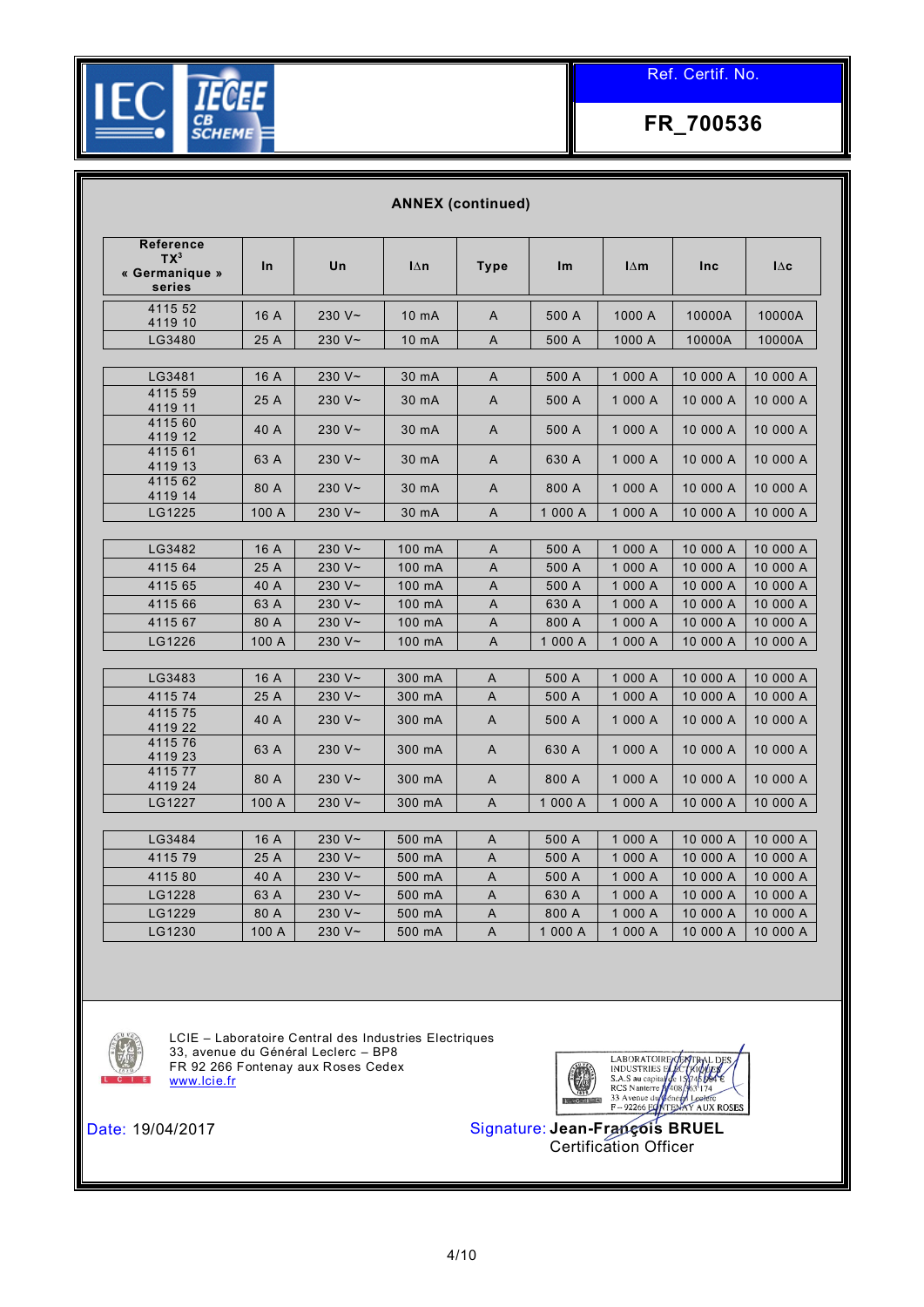Ref. Certif. No.

**FR_700536**

**ANNEX (continued)**

| Reference TX[3] « Germanique » series | In | Un | IΔn | Type | Im | IΔm | Inc | IΔc |
|---|---|---|---|---|---|---|---|---|
| 4115 52<br>4119 10 | 16 A | 230 V~ | 10 mA | A | 500 A | 1000 A | 10000A | 10000A |
| LG3480 | 25 A | 230 V~ | 10 mA | A | 500 A | 1000 A | 10000A | 10000A |
| | | | | | | | | |
| LG3481 | 16 A | 230 V~ | 30 mA | A | 500 A | 1 000 A | 10 000 A | 10 000 A |
| 4115 59<br>4119 11 | 25 A | 230 V~ | 30 mA | A | 500 A | 1 000 A | 10 000 A | 10 000 A |
| 4115 60<br>4119 12 | 40 A | 230 V~ | 30 mA | A | 500 A | 1 000 A | 10 000 A | 10 000 A |
| 4115 61<br>4119 13 | 63 A | 230 V~ | 30 mA | A | 630 A | 1 000 A | 10 000 A | 10 000 A |
| 4115 62<br>4119 14 | 80 A | 230 V~ | 30 mA | A | 800 A | 1 000 A | 10 000 A | 10 000 A |
| LG1225 | 100 A | 230 V~ | 30 mA | A | 1 000 A | 1 000 A | 10 000 A | 10 000 A |
| | | | | | | | | |
| LG3482 | 16 A | 230 V~ | 100 mA | A | 500 A | 1 000 A | 10 000 A | 10 000 A |
| 4115 64 | 25 A | 230 V~ | 100 mA | A | 500 A | 1 000 A | 10 000 A | 10 000 A |
| 4115 65 | 40 A | 230 V~ | 100 mA | A | 500 A | 1 000 A | 10 000 A | 10 000 A |
| 4115 66 | 63 A | 230 V~ | 100 mA | A | 630 A | 1 000 A | 10 000 A | 10 000 A |
| 4115 67 | 80 A | 230 V~ | 100 mA | A | 800 A | 1 000 A | 10 000 A | 10 000 A |
| LG1226 | 100 A | 230 V~ | 100 mA | A | 1 000 A | 1 000 A | 10 000 A | 10 000 A |
| | | | | | | | | |
| LG3483 | 16 A | 230 V~ | 300 mA | A | 500 A | 1 000 A | 10 000 A | 10 000 A |
| 4115 74 | 25 A | 230 V~ | 300 mA | A | 500 A | 1 000 A | 10 000 A | 10 000 A |
| 4115 75<br>4119 22 | 40 A | 230 V~ | 300 mA | A | 500 A | 1 000 A | 10 000 A | 10 000 A |
| 4115 76<br>4119 23 | 63 A | 230 V~ | 300 mA | A | 630 A | 1 000 A | 10 000 A | 10 000 A |
| 4115 77<br>4119 24 | 80 A | 230 V~ | 300 mA | A | 800 A | 1 000 A | 10 000 A | 10 000 A |
| LG1227 | 100 A | 230 V~ | 300 mA | A | 1 000 A | 1 000 A | 10 000 A | 10 000 A |
| | | | | | | | | |
| LG3484 | 16 A | 230 V~ | 500 mA | A | 500 A | 1 000 A | 10 000 A | 10 000 A |
| 4115 79 | 25 A | 230 V~ | 500 mA | A | 500 A | 1 000 A | 10 000 A | 10 000 A |
| 4115 80 | 40 A | 230 V~ | 500 mA | A | 500 A | 1 000 A | 10 000 A | 10 000 A |
| LG1228 | 63 A | 230 V~ | 500 mA | A | 630 A | 1 000 A | 10 000 A | 10 000 A |
| LG1229 | 80 A | 230 V~ | 500 mA | A | 800 A | 1 000 A | 10 000 A | 10 000 A |
| LG1230 | 100 A | 230 V~ | 500 mA | A | 1 000 A | 1 000 A | 10 000 A | 10 000 A |

LCIE – Laboratoire Central des Industries Electriques
33, avenue du Général Leclerc – BP8
FR 92 266 Fontenay aux Roses Cedex
www.lcie.fr

Date: 19/04/2017

Signature: **Jean-François BRUEL**
Certification Officer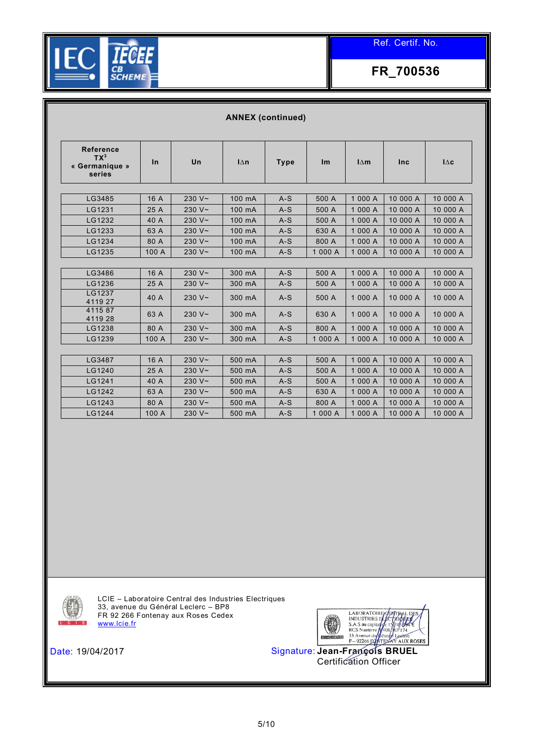Ref. Certif. No.

**FR_700536**

**ANNEX (continued)**

| Reference TX[3] « Germanique » series | In | Un | I∆n | Type | Im | I∆m | Inc | I∆c |
|---|---|---|---|---|---|---|---|---|
| LG3485 | 16 A | 230 V~ | 100 mA | A-S | 500 A | 1 000 A | 10 000 A | 10 000 A |
| LG1231 | 25 A | 230 V~ | 100 mA | A-S | 500 A | 1 000 A | 10 000 A | 10 000 A |
| LG1232 | 40 A | 230 V~ | 100 mA | A-S | 500 A | 1 000 A | 10 000 A | 10 000 A |
| LG1233 | 63 A | 230 V~ | 100 mA | A-S | 630 A | 1 000 A | 10 000 A | 10 000 A |
| LG1234 | 80 A | 230 V~ | 100 mA | A-S | 800 A | 1 000 A | 10 000 A | 10 000 A |
| LG1235 | 100 A | 230 V~ | 100 mA | A-S | 1 000 A | 1 000 A | 10 000 A | 10 000 A |
| | | | | | | | | |
| LG3486 | 16 A | 230 V~ | 300 mA | A-S | 500 A | 1 000 A | 10 000 A | 10 000 A |
| LG1236 | 25 A | 230 V~ | 300 mA | A-S | 500 A | 1 000 A | 10 000 A | 10 000 A |
| LG1237 4119 27 | 40 A | 230 V~ | 300 mA | A-S | 500 A | 1 000 A | 10 000 A | 10 000 A |
| 4115 87 4119 28 | 63 A | 230 V~ | 300 mA | A-S | 630 A | 1 000 A | 10 000 A | 10 000 A |
| LG1238 | 80 A | 230 V~ | 300 mA | A-S | 800 A | 1 000 A | 10 000 A | 10 000 A |
| LG1239 | 100 A | 230 V~ | 300 mA | A-S | 1 000 A | 1 000 A | 10 000 A | 10 000 A |
| | | | | | | | | |
| LG3487 | 16 A | 230 V~ | 500 mA | A-S | 500 A | 1 000 A | 10 000 A | 10 000 A |
| LG1240 | 25 A | 230 V~ | 500 mA | A-S | 500 A | 1 000 A | 10 000 A | 10 000 A |
| LG1241 | 40 A | 230 V~ | 500 mA | A-S | 500 A | 1 000 A | 10 000 A | 10 000 A |
| LG1242 | 63 A | 230 V~ | 500 mA | A-S | 630 A | 1 000 A | 10 000 A | 10 000 A |
| LG1243 | 80 A | 230 V~ | 500 mA | A-S | 800 A | 1 000 A | 10 000 A | 10 000 A |
| LG1244 | 100 A | 230 V~ | 500 mA | A-S | 1 000 A | 1 000 A | 10 000 A | 10 000 A |

LCIE – Laboratoire Central des Industries Electriques
33, avenue du Général Leclerc – BP8
FR 92 266 Fontenay aux Roses Cedex
www.lcie.fr

LABORATOIRE CENTRAL DES INDUSTRIES ELECTRIQUES
S.A.S au capital de 15.745.984 €
RCS Nanterre B 408 363 174
33 Avenue du Général Leclerc
F – 92266 FONTENAY AUX ROSES

Date: 19/04/2017

Signature: **Jean-François BRUEL**
Certification Officer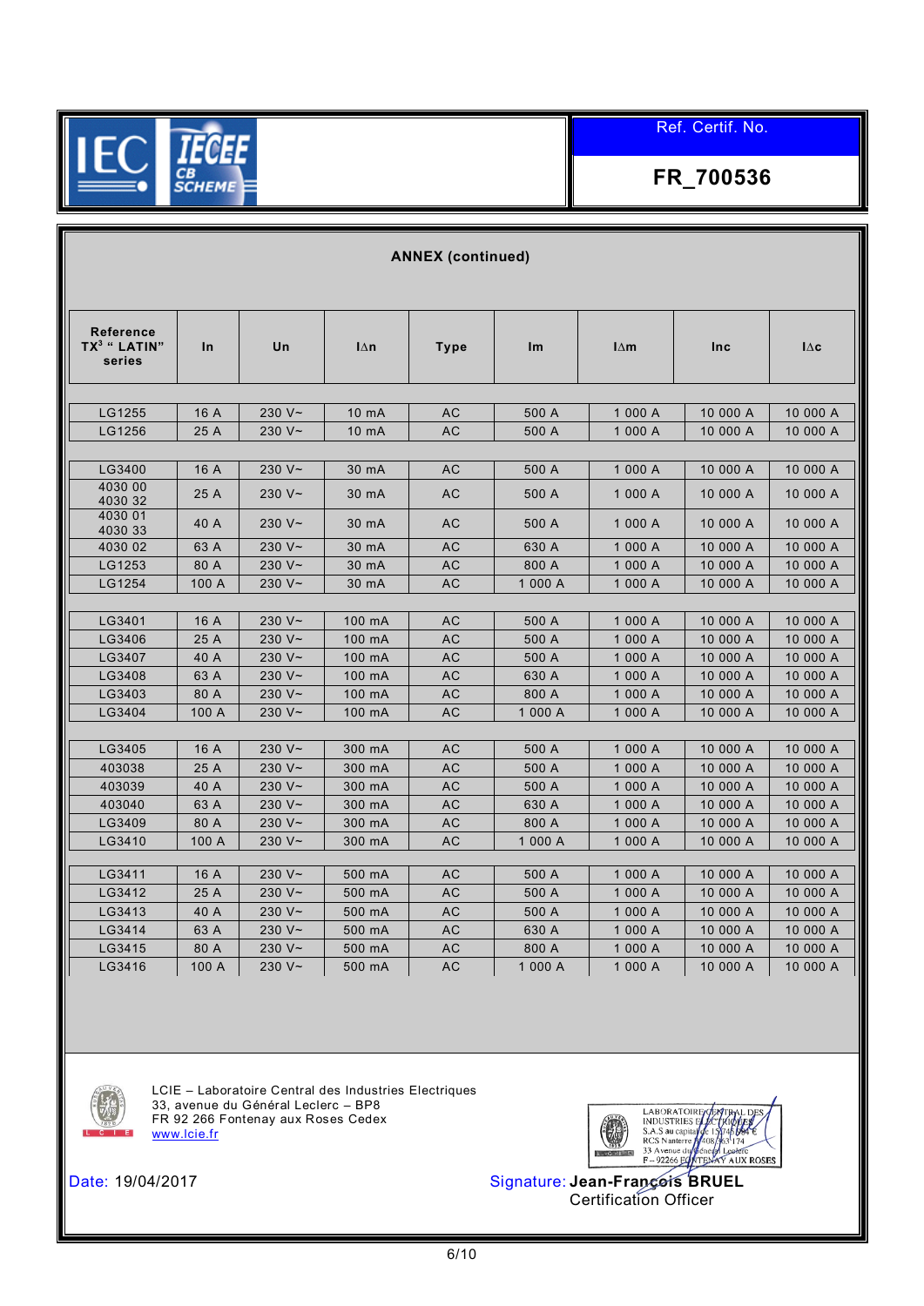Ref. Certif. No.

**FR_700536**

## ANNEX (continued)

| Reference TX[3] " LATIN" series | In | Un | IΔn | Type | Im | IΔm | Inc | IΔc |
|---|---|---|---|---|---|---|---|---|
| LG1255 | 16 A | 230 V~ | 10 mA | AC | 500 A | 1 000 A | 10 000 A | 10 000 A |
| LG1256 | 25 A | 230 V~ | 10 mA | AC | 500 A | 1 000 A | 10 000 A | 10 000 A |
| | | | | | | | | |
| LG3400 | 16 A | 230 V~ | 30 mA | AC | 500 A | 1 000 A | 10 000 A | 10 000 A |
| 4030 00 4030 32 | 25 A | 230 V~ | 30 mA | AC | 500 A | 1 000 A | 10 000 A | 10 000 A |
| 4030 01 4030 33 | 40 A | 230 V~ | 30 mA | AC | 500 A | 1 000 A | 10 000 A | 10 000 A |
| 4030 02 | 63 A | 230 V~ | 30 mA | AC | 630 A | 1 000 A | 10 000 A | 10 000 A |
| LG1253 | 80 A | 230 V~ | 30 mA | AC | 800 A | 1 000 A | 10 000 A | 10 000 A |
| LG1254 | 100 A | 230 V~ | 30 mA | AC | 1 000 A | 1 000 A | 10 000 A | 10 000 A |
| | | | | | | | | |
| LG3401 | 16 A | 230 V~ | 100 mA | AC | 500 A | 1 000 A | 10 000 A | 10 000 A |
| LG3406 | 25 A | 230 V~ | 100 mA | AC | 500 A | 1 000 A | 10 000 A | 10 000 A |
| LG3407 | 40 A | 230 V~ | 100 mA | AC | 500 A | 1 000 A | 10 000 A | 10 000 A |
| LG3408 | 63 A | 230 V~ | 100 mA | AC | 630 A | 1 000 A | 10 000 A | 10 000 A |
| LG3403 | 80 A | 230 V~ | 100 mA | AC | 800 A | 1 000 A | 10 000 A | 10 000 A |
| LG3404 | 100 A | 230 V~ | 100 mA | AC | 1 000 A | 1 000 A | 10 000 A | 10 000 A |
| | | | | | | | | |
| LG3405 | 16 A | 230 V~ | 300 mA | AC | 500 A | 1 000 A | 10 000 A | 10 000 A |
| 403038 | 25 A | 230 V~ | 300 mA | AC | 500 A | 1 000 A | 10 000 A | 10 000 A |
| 403039 | 40 A | 230 V~ | 300 mA | AC | 500 A | 1 000 A | 10 000 A | 10 000 A |
| 403040 | 63 A | 230 V~ | 300 mA | AC | 630 A | 1 000 A | 10 000 A | 10 000 A |
| LG3409 | 80 A | 230 V~ | 300 mA | AC | 800 A | 1 000 A | 10 000 A | 10 000 A |
| LG3410 | 100 A | 230 V~ | 300 mA | AC | 1 000 A | 1 000 A | 10 000 A | 10 000 A |
| | | | | | | | | |
| LG3411 | 16 A | 230 V~ | 500 mA | AC | 500 A | 1 000 A | 10 000 A | 10 000 A |
| LG3412 | 25 A | 230 V~ | 500 mA | AC | 500 A | 1 000 A | 10 000 A | 10 000 A |
| LG3413 | 40 A | 230 V~ | 500 mA | AC | 500 A | 1 000 A | 10 000 A | 10 000 A |
| LG3414 | 63 A | 230 V~ | 500 mA | AC | 630 A | 1 000 A | 10 000 A | 10 000 A |
| LG3415 | 80 A | 230 V~ | 500 mA | AC | 800 A | 1 000 A | 10 000 A | 10 000 A |
| LG3416 | 100 A | 230 V~ | 500 mA | AC | 1 000 A | 1 000 A | 10 000 A | 10 000 A |

LCIE – Laboratoire Central des Industries Electriques
33, avenue du Général Leclerc – BP8
FR 92 266 Fontenay aux Roses Cedex
www.lcie.fr

LABORATOIRE CENTRAL DES INDUSTRIES ELECTRIQUES
S.A.S au capital de 15 745 984 €
RCS Nanterre B 408 363 174
33 Avenue du Général Leclerc
F – 92266 FONTENAY AUX ROSES

Date: 19/04/2017

Signature: **Jean-François BRUEL**
Certification Officer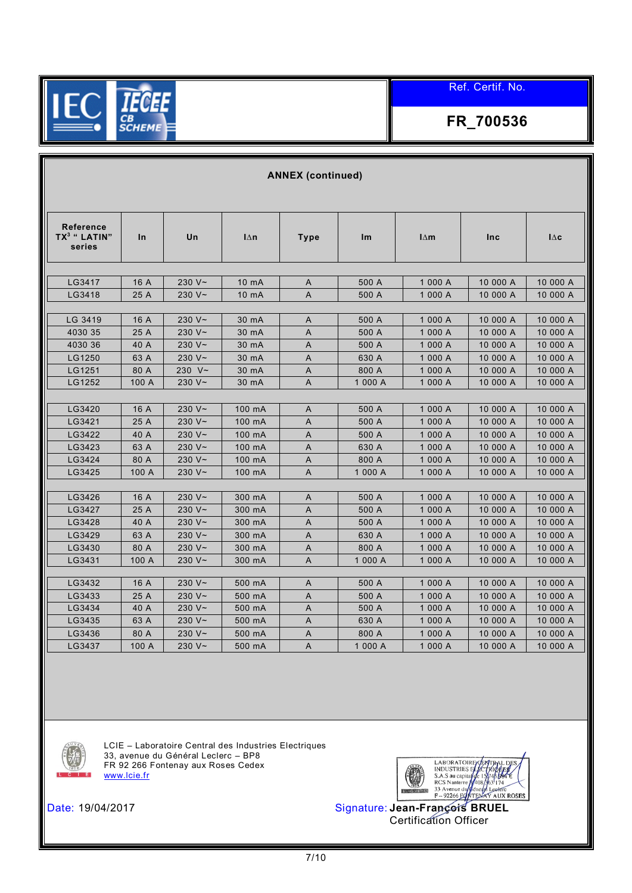Ref. Certif. No.

**FR_700536**

## ANNEX (continued)

| Reference TX³ " LATIN" series | In | Un | IΔn | Type | Im | IΔm | Inc | IΔc |
|---|---|---|---|---|---|---|---|---|
| LG3417 | 16 A | 230 V~ | 10 mA | A | 500 A | 1 000 A | 10 000 A | 10 000 A |
| LG3418 | 25 A | 230 V~ | 10 mA | A | 500 A | 1 000 A | 10 000 A | 10 000 A |
| LG 3419 | 16 A | 230 V~ | 30 mA | A | 500 A | 1 000 A | 10 000 A | 10 000 A |
| 4030 35 | 25 A | 230 V~ | 30 mA | A | 500 A | 1 000 A | 10 000 A | 10 000 A |
| 4030 36 | 40 A | 230 V~ | 30 mA | A | 500 A | 1 000 A | 10 000 A | 10 000 A |
| LG1250 | 63 A | 230 V~ | 30 mA | A | 630 A | 1 000 A | 10 000 A | 10 000 A |
| LG1251 | 80 A | 230 V~ | 30 mA | A | 800 A | 1 000 A | 10 000 A | 10 000 A |
| LG1252 | 100 A | 230 V~ | 30 mA | A | 1 000 A | 1 000 A | 10 000 A | 10 000 A |
| LG3420 | 16 A | 230 V~ | 100 mA | A | 500 A | 1 000 A | 10 000 A | 10 000 A |
| LG3421 | 25 A | 230 V~ | 100 mA | A | 500 A | 1 000 A | 10 000 A | 10 000 A |
| LG3422 | 40 A | 230 V~ | 100 mA | A | 500 A | 1 000 A | 10 000 A | 10 000 A |
| LG3423 | 63 A | 230 V~ | 100 mA | A | 630 A | 1 000 A | 10 000 A | 10 000 A |
| LG3424 | 80 A | 230 V~ | 100 mA | A | 800 A | 1 000 A | 10 000 A | 10 000 A |
| LG3425 | 100 A | 230 V~ | 100 mA | A | 1 000 A | 1 000 A | 10 000 A | 10 000 A |
| LG3426 | 16 A | 230 V~ | 300 mA | A | 500 A | 1 000 A | 10 000 A | 10 000 A |
| LG3427 | 25 A | 230 V~ | 300 mA | A | 500 A | 1 000 A | 10 000 A | 10 000 A |
| LG3428 | 40 A | 230 V~ | 300 mA | A | 500 A | 1 000 A | 10 000 A | 10 000 A |
| LG3429 | 63 A | 230 V~ | 300 mA | A | 630 A | 1 000 A | 10 000 A | 10 000 A |
| LG3430 | 80 A | 230 V~ | 300 mA | A | 800 A | 1 000 A | 10 000 A | 10 000 A |
| LG3431 | 100 A | 230 V~ | 300 mA | A | 1 000 A | 1 000 A | 10 000 A | 10 000 A |
| LG3432 | 16 A | 230 V~ | 500 mA | A | 500 A | 1 000 A | 10 000 A | 10 000 A |
| LG3433 | 25 A | 230 V~ | 500 mA | A | 500 A | 1 000 A | 10 000 A | 10 000 A |
| LG3434 | 40 A | 230 V~ | 500 mA | A | 500 A | 1 000 A | 10 000 A | 10 000 A |
| LG3435 | 63 A | 230 V~ | 500 mA | A | 630 A | 1 000 A | 10 000 A | 10 000 A |
| LG3436 | 80 A | 230 V~ | 500 mA | A | 800 A | 1 000 A | 10 000 A | 10 000 A |
| LG3437 | 100 A | 230 V~ | 500 mA | A | 1 000 A | 1 000 A | 10 000 A | 10 000 A |

LCIE – Laboratoire Central des Industries Electriques
33, avenue du Général Leclerc – BP8
FR 92 266 Fontenay aux Roses Cedex
www.lcie.fr

Date: 19/04/2017

Signature: **Jean-François BRUEL**
Certification Officer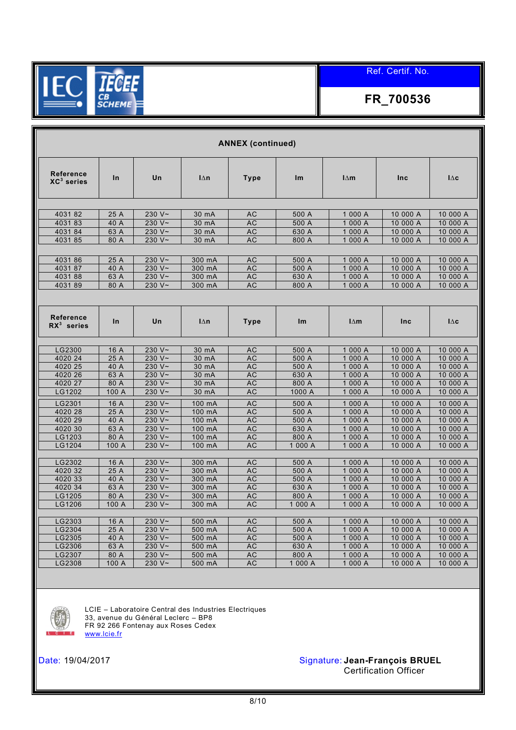Ref. Certif. No.

**FR_700536**

## ANNEX (continued)

| Reference XC³ series | In | Un | IΔn | Type | Im | IΔm | Inc | IΔc |
|---|---|---|---|---|---|---|---|---|
| 4031 82 | 25 A | 230 V~ | 30 mA | AC | 500 A | 1 000 A | 10 000 A | 10 000 A |
| 4031 83 | 40 A | 230 V~ | 30 mA | AC | 500 A | 1 000 A | 10 000 A | 10 000 A |
| 4031 84 | 63 A | 230 V~ | 30 mA | AC | 630 A | 1 000 A | 10 000 A | 10 000 A |
| 4031 85 | 80 A | 230 V~ | 30 mA | AC | 800 A | 1 000 A | 10 000 A | 10 000 A |
| 4031 86 | 25 A | 230 V~ | 300 mA | AC | 500 A | 1 000 A | 10 000 A | 10 000 A |
| 4031 87 | 40 A | 230 V~ | 300 mA | AC | 500 A | 1 000 A | 10 000 A | 10 000 A |
| 4031 88 | 63 A | 230 V~ | 300 mA | AC | 630 A | 1 000 A | 10 000 A | 10 000 A |
| 4031 89 | 80 A | 230 V~ | 300 mA | AC | 800 A | 1 000 A | 10 000 A | 10 000 A |

| Reference RX³ series | In | Un | IΔn | Type | Im | IΔm | Inc | IΔc |
|---|---|---|---|---|---|---|---|---|
| LG2300 | 16 A | 230 V~ | 30 mA | AC | 500 A | 1 000 A | 10 000 A | 10 000 A |
| 4020 24 | 25 A | 230 V~ | 30 mA | AC | 500 A | 1 000 A | 10 000 A | 10 000 A |
| 4020 25 | 40 A | 230 V~ | 30 mA | AC | 500 A | 1 000 A | 10 000 A | 10 000 A |
| 4020 26 | 63 A | 230 V~ | 30 mA | AC | 630 A | 1 000 A | 10 000 A | 10 000 A |
| 4020 27 | 80 A | 230 V~ | 30 mA | AC | 800 A | 1 000 A | 10 000 A | 10 000 A |
| LG1202 | 100 A | 230 V~ | 30 mA | AC | 1000 A | 1 000 A | 10 000 A | 10 000 A |
| LG2301 | 16 A | 230 V~ | 100 mA | AC | 500 A | 1 000 A | 10 000 A | 10 000 A |
| 4020 28 | 25 A | 230 V~ | 100 mA | AC | 500 A | 1 000 A | 10 000 A | 10 000 A |
| 4020 29 | 40 A | 230 V~ | 100 mA | AC | 500 A | 1 000 A | 10 000 A | 10 000 A |
| 4020 30 | 63 A | 230 V~ | 100 mA | AC | 630 A | 1 000 A | 10 000 A | 10 000 A |
| LG1203 | 80 A | 230 V~ | 100 mA | AC | 800 A | 1 000 A | 10 000 A | 10 000 A |
| LG1204 | 100 A | 230 V~ | 100 mA | AC | 1 000 A | 1 000 A | 10 000 A | 10 000 A |
| LG2302 | 16 A | 230 V~ | 300 mA | AC | 500 A | 1 000 A | 10 000 A | 10 000 A |
| 4020 32 | 25 A | 230 V~ | 300 mA | AC | 500 A | 1 000 A | 10 000 A | 10 000 A |
| 4020 33 | 40 A | 230 V~ | 300 mA | AC | 500 A | 1 000 A | 10 000 A | 10 000 A |
| 4020 34 | 63 A | 230 V~ | 300 mA | AC | 630 A | 1 000 A | 10 000 A | 10 000 A |
| LG1205 | 80 A | 230 V~ | 300 mA | AC | 800 A | 1 000 A | 10 000 A | 10 000 A |
| LG1206 | 100 A | 230 V~ | 300 mA | AC | 1 000 A | 1 000 A | 10 000 A | 10 000 A |
| LG2303 | 16 A | 230 V~ | 500 mA | AC | 500 A | 1 000 A | 10 000 A | 10 000 A |
| LG2304 | 25 A | 230 V~ | 500 mA | AC | 500 A | 1 000 A | 10 000 A | 10 000 A |
| LG2305 | 40 A | 230 V~ | 500 mA | AC | 500 A | 1 000 A | 10 000 A | 10 000 A |
| LG2306 | 63 A | 230 V~ | 500 mA | AC | 630 A | 1 000 A | 10 000 A | 10 000 A |
| LG2307 | 80 A | 230 V~ | 500 mA | AC | 800 A | 1 000 A | 10 000 A | 10 000 A |
| LG2308 | 100 A | 230 V~ | 500 mA | AC | 1 000 A | 1 000 A | 10 000 A | 10 000 A |

LCIE – Laboratoire Central des Industries Electriques
33, avenue du Général Leclerc – BP8
FR 92 266 Fontenay aux Roses Cedex
www.lcie.fr

Date: 19/04/2017

Signature: **Jean-François BRUEL**
Certification Officer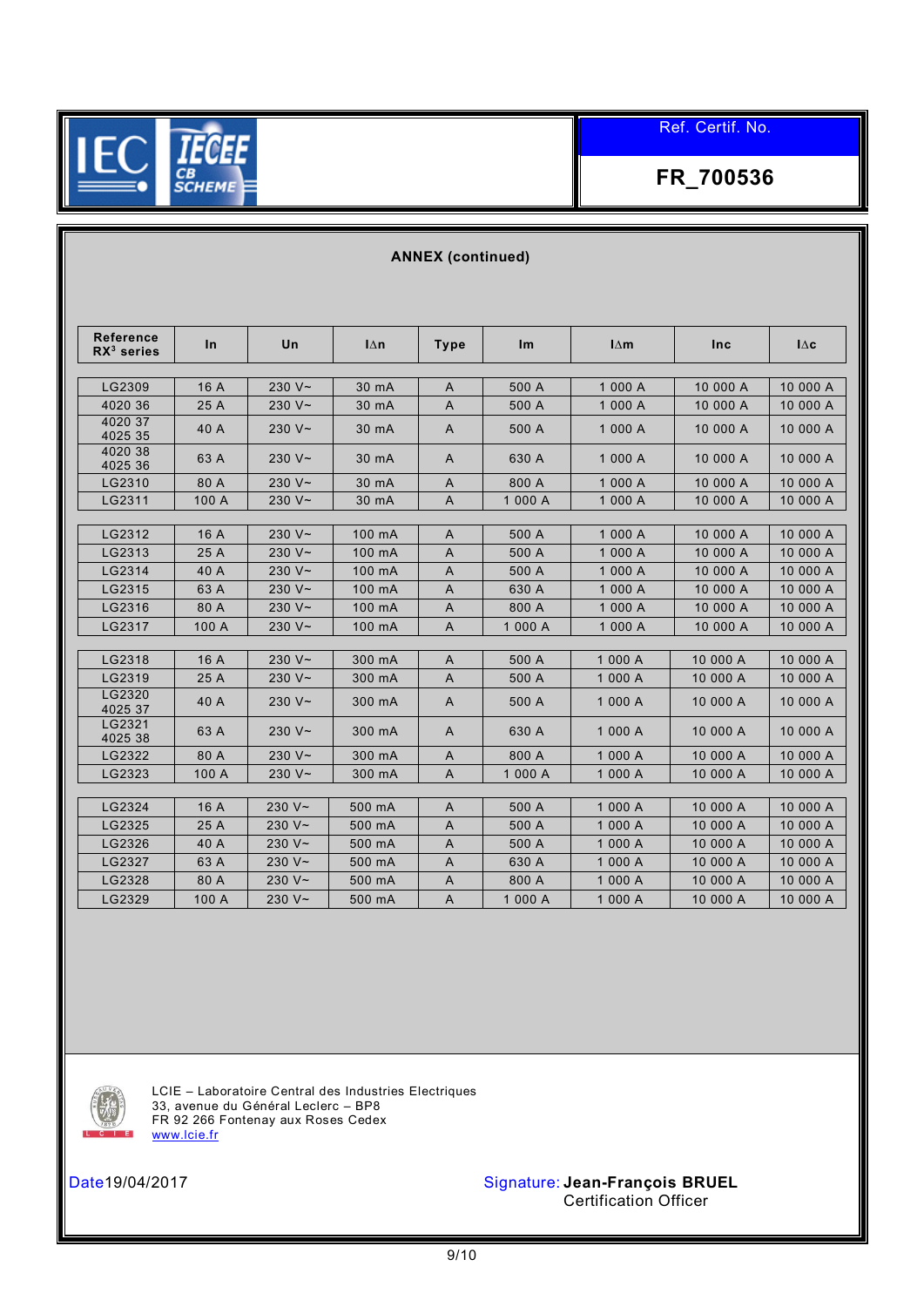Ref. Certif. No.

**FR_700536**

## ANNEX (continued)

| Reference RX³ series | In | Un | IΔn | Type | Im | IΔm | Inc | IΔc |
|---|---|---|---|---|---|---|---|---|
| LG2309 | 16 A | 230 V~ | 30 mA | A | 500 A | 1 000 A | 10 000 A | 10 000 A |
| 4020 36 | 25 A | 230 V~ | 30 mA | A | 500 A | 1 000 A | 10 000 A | 10 000 A |
| 4020 37 4025 35 | 40 A | 230 V~ | 30 mA | A | 500 A | 1 000 A | 10 000 A | 10 000 A |
| 4020 38 4025 36 | 63 A | 230 V~ | 30 mA | A | 630 A | 1 000 A | 10 000 A | 10 000 A |
| LG2310 | 80 A | 230 V~ | 30 mA | A | 800 A | 1 000 A | 10 000 A | 10 000 A |
| LG2311 | 100 A | 230 V~ | 30 mA | A | 1 000 A | 1 000 A | 10 000 A | 10 000 A |
| LG2312 | 16 A | 230 V~ | 100 mA | A | 500 A | 1 000 A | 10 000 A | 10 000 A |
| LG2313 | 25 A | 230 V~ | 100 mA | A | 500 A | 1 000 A | 10 000 A | 10 000 A |
| LG2314 | 40 A | 230 V~ | 100 mA | A | 500 A | 1 000 A | 10 000 A | 10 000 A |
| LG2315 | 63 A | 230 V~ | 100 mA | A | 630 A | 1 000 A | 10 000 A | 10 000 A |
| LG2316 | 80 A | 230 V~ | 100 mA | A | 800 A | 1 000 A | 10 000 A | 10 000 A |
| LG2317 | 100 A | 230 V~ | 100 mA | A | 1 000 A | 1 000 A | 10 000 A | 10 000 A |
| LG2318 | 16 A | 230 V~ | 300 mA | A | 500 A | 1 000 A | 10 000 A | 10 000 A |
| LG2319 | 25 A | 230 V~ | 300 mA | A | 500 A | 1 000 A | 10 000 A | 10 000 A |
| LG2320 4025 37 | 40 A | 230 V~ | 300 mA | A | 500 A | 1 000 A | 10 000 A | 10 000 A |
| LG2321 4025 38 | 63 A | 230 V~ | 300 mA | A | 630 A | 1 000 A | 10 000 A | 10 000 A |
| LG2322 | 80 A | 230 V~ | 300 mA | A | 800 A | 1 000 A | 10 000 A | 10 000 A |
| LG2323 | 100 A | 230 V~ | 300 mA | A | 1 000 A | 1 000 A | 10 000 A | 10 000 A |
| LG2324 | 16 A | 230 V~ | 500 mA | A | 500 A | 1 000 A | 10 000 A | 10 000 A |
| LG2325 | 25 A | 230 V~ | 500 mA | A | 500 A | 1 000 A | 10 000 A | 10 000 A |
| LG2326 | 40 A | 230 V~ | 500 mA | A | 500 A | 1 000 A | 10 000 A | 10 000 A |
| LG2327 | 63 A | 230 V~ | 500 mA | A | 630 A | 1 000 A | 10 000 A | 10 000 A |
| LG2328 | 80 A | 230 V~ | 500 mA | A | 800 A | 1 000 A | 10 000 A | 10 000 A |
| LG2329 | 100 A | 230 V~ | 500 mA | A | 1 000 A | 1 000 A | 10 000 A | 10 000 A |

LCIE – Laboratoire Central des Industries Electriques
33, avenue du Général Leclerc – BP8
FR 92 266 Fontenay aux Roses Cedex
www.lcie.fr

Date 19/04/2017

Signature: **Jean-François BRUEL**
Certification Officer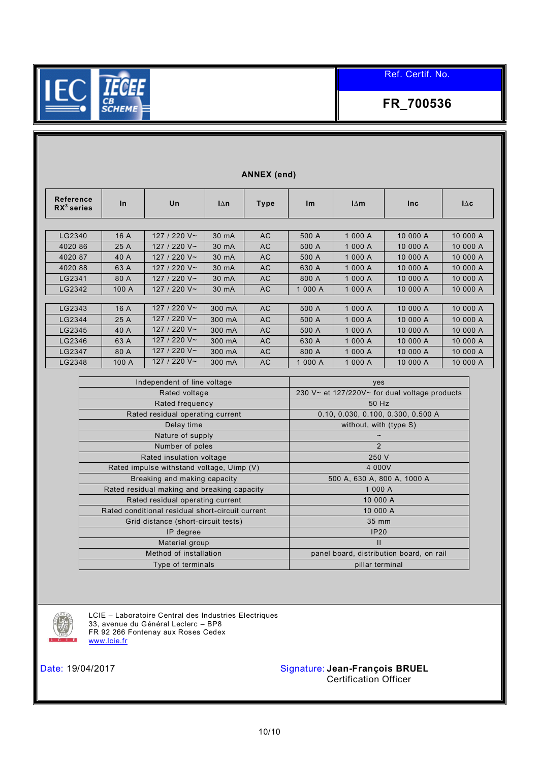IEC IECEE CB SCHEME

Ref. Certif. No.

**FR_700536**

**ANNEX (end)**

| Reference RX[3] series | In | Un | IΔn | Type | Im | IΔm | Inc | IΔc |
|---|---|---|---|---|---|---|---|---|
| LG2340 | 16 A | 127 / 220 V~ | 30 mA | AC | 500 A | 1 000 A | 10 000 A | 10 000 A |
| 4020 86 | 25 A | 127 / 220 V~ | 30 mA | AC | 500 A | 1 000 A | 10 000 A | 10 000 A |
| 4020 87 | 40 A | 127 / 220 V~ | 30 mA | AC | 500 A | 1 000 A | 10 000 A | 10 000 A |
| 4020 88 | 63 A | 127 / 220 V~ | 30 mA | AC | 630 A | 1 000 A | 10 000 A | 10 000 A |
| LG2341 | 80 A | 127 / 220 V~ | 30 mA | AC | 800 A | 1 000 A | 10 000 A | 10 000 A |
| LG2342 | 100 A | 127 / 220 V~ | 30 mA | AC | 1 000 A | 1 000 A | 10 000 A | 10 000 A |
| LG2343 | 16 A | 127 / 220 V~ | 300 mA | AC | 500 A | 1 000 A | 10 000 A | 10 000 A |
| LG2344 | 25 A | 127 / 220 V~ | 300 mA | AC | 500 A | 1 000 A | 10 000 A | 10 000 A |
| LG2345 | 40 A | 127 / 220 V~ | 300 mA | AC | 500 A | 1 000 A | 10 000 A | 10 000 A |
| LG2346 | 63 A | 127 / 220 V~ | 300 mA | AC | 630 A | 1 000 A | 10 000 A | 10 000 A |
| LG2347 | 80 A | 127 / 220 V~ | 300 mA | AC | 800 A | 1 000 A | 10 000 A | 10 000 A |
| LG2348 | 100 A | 127 / 220 V~ | 300 mA | AC | 1 000 A | 1 000 A | 10 000 A | 10 000 A |

| | |
|---|---|
| Independent of line voltage | yes |
| Rated voltage | 230 V~ et 127/220V~ for dual voltage products |
| Rated frequency | 50 Hz |
| Rated residual operating current | 0.10, 0.030, 0.100, 0.300, 0.500 A |
| Delay time | without, with (type S) |
| Nature of supply | ~ |
| Number of poles | 2 |
| Rated insulation voltage | 250 V |
| Rated impulse withstand voltage, Uimp (V) | 4 000V |
| Breaking and making capacity | 500 A, 630 A, 800 A, 1000 A |
| Rated residual making and breaking capacity | 1 000 A |
| Rated residual operating current | 10 000 A |
| Rated conditional residual short-circuit current | 10 000 A |
| Grid distance (short-circuit tests) | 35 mm |
| IP degree | IP20 |
| Material group | II |
| Method of installation | panel board, distribution board, on rail |
| Type of terminals | pillar terminal |

LCIE – Laboratoire Central des Industries Electriques
33, avenue du Général Leclerc – BP8
FR 92 266 Fontenay aux Roses Cedex
www.lcie.fr

Date: 19/04/2017

Signature: **Jean-François BRUEL**
Certification Officer